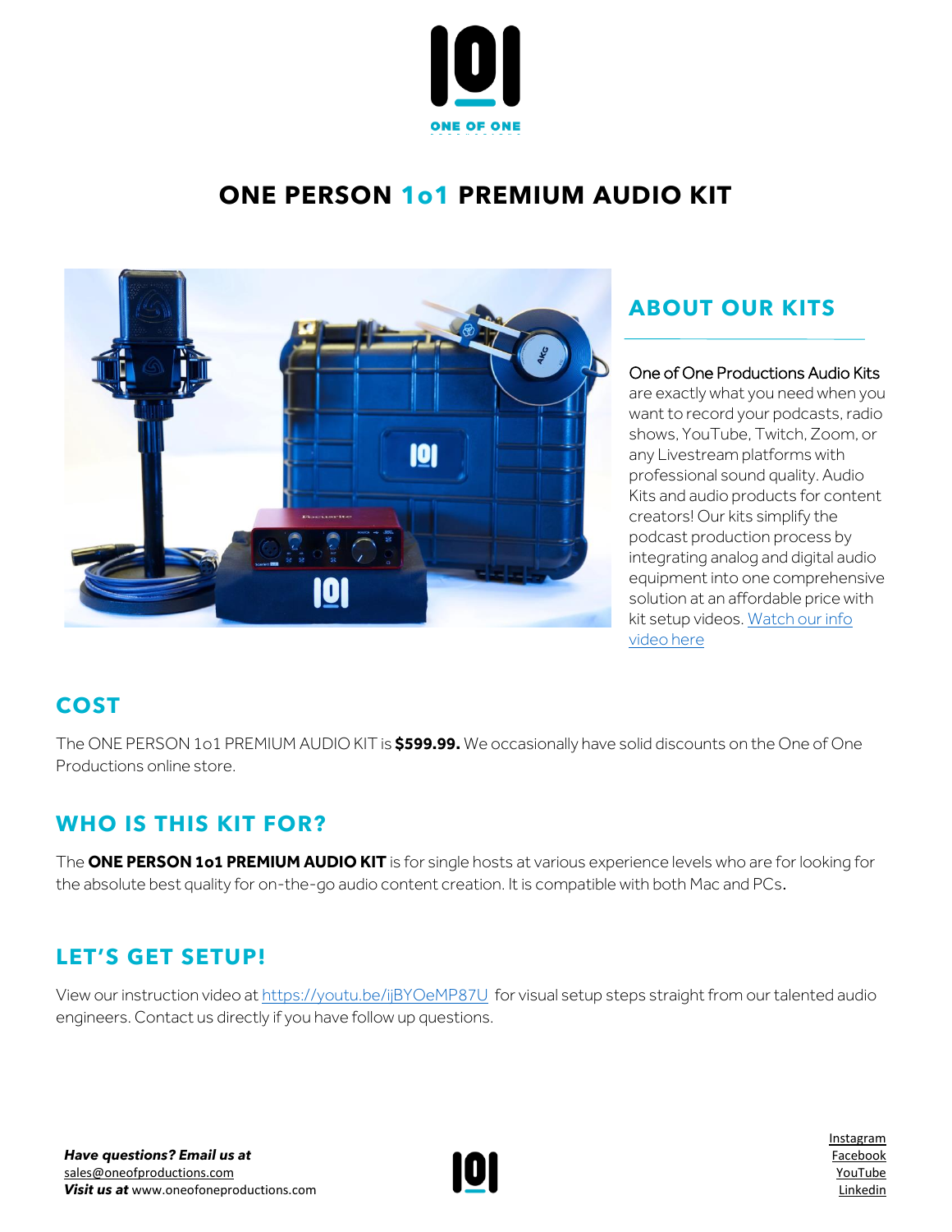ONE OF ONE

# ONE PERSON 1o1 PREMIUM AUDIO KIT

## ABOUT OUR KITS

One of One Productions Audio Kits are exactly what you need when you want to record your podcasts, radio shows, YouTube, Twitch, Zoom, or any Livestream platforms with professional sound quality. Audio Kits and audio products for content creators! Our kits simplify the podcast production process by integrating analog and digital audio equipment into one comprehensive solution at an affordable price with kit setup videos. [Watch our info video here]

## COST

The ONE PERSON 1o1 PREMIUM AUDIO KIT is **$599.99.** We occasionally have solid discounts on the One of One Productions online store.

## WHO IS THIS KIT FOR?

The **ONE PERSON 1o1 PREMIUM AUDIO KIT** is for single hosts at various experience levels who are for looking for the absolute best quality for on-the-go audio content creation. It is compatible with both Mac and PCs.

## LET'S GET SETUP!

View our instruction video at https://youtu.be/ijBYOeMP87U for visual setup steps straight from our talented audio engineers. Contact us directly if you have follow up questions.

***Have questions? Email us at*** sales@oneofproductions.com
***Visit us at*** www.oneofoneproductions.com

Instagram
Facebook
YouTube
Linkedin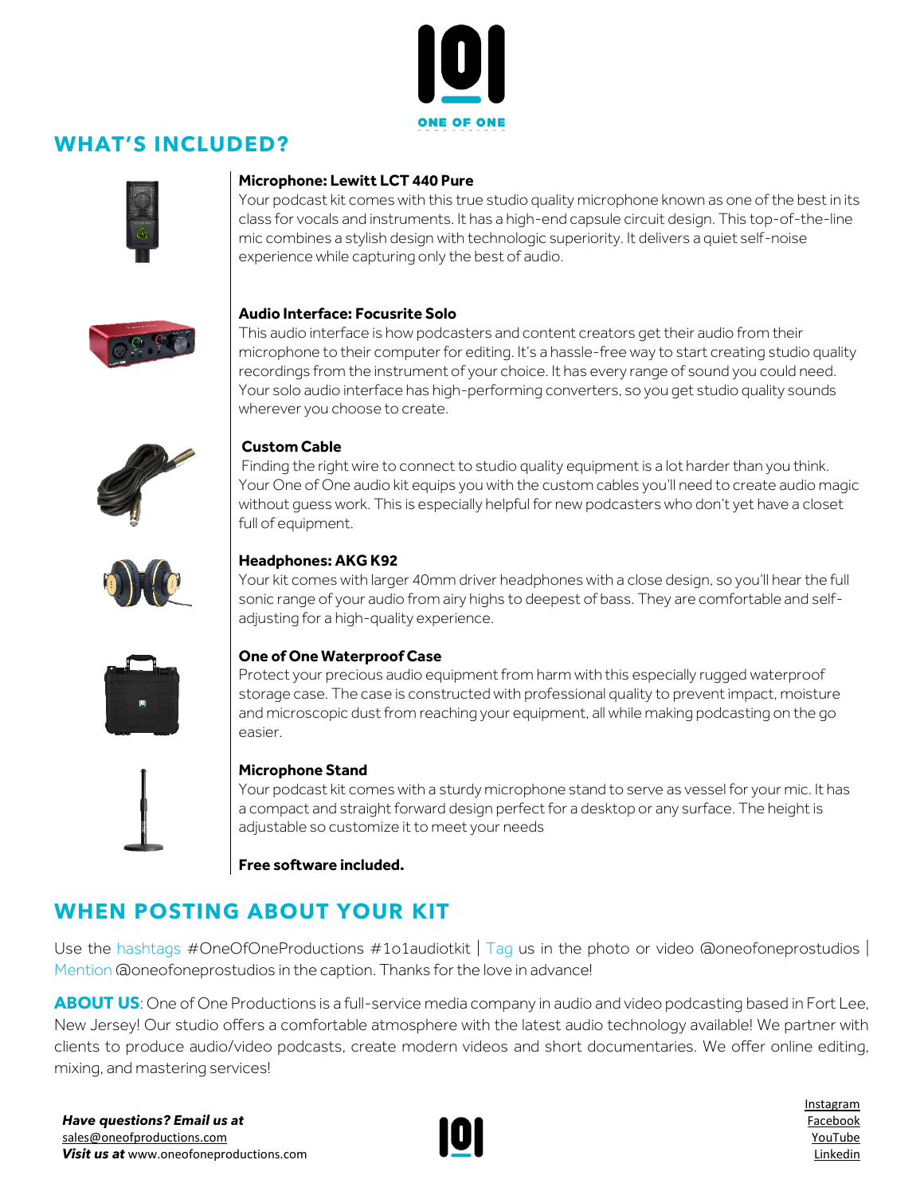ONE OF ONE

## WHAT'S INCLUDED?

**Microphone: Lewitt LCT 440 Pure**
Your podcast kit comes with this true studio quality microphone known as one of the best in its class for vocals and instruments. It has a high-end capsule circuit design. This top-of-the-line mic combines a stylish design with technologic superiority. It delivers a quiet self-noise experience while capturing only the best of audio.

**Audio Interface: Focusrite Solo**
This audio interface is how podcasters and content creators get their audio from their microphone to their computer for editing. It's a hassle-free way to start creating studio quality recordings from the instrument of your choice. It has every range of sound you could need. Your solo audio interface has high-performing converters, so you get studio quality sounds wherever you choose to create.

**Custom Cable**
Finding the right wire to connect to studio quality equipment is a lot harder than you think. Your One of One audio kit equips you with the custom cables you'll need to create audio magic without guess work. This is especially helpful for new podcasters who don't yet have a closet full of equipment.

**Headphones: AKG K92**
Your kit comes with larger 40mm driver headphones with a close design, so you'll hear the full sonic range of your audio from airy highs to deepest of bass. They are comfortable and self-adjusting for a high-quality experience.

**One of One Waterproof Case**
Protect your precious audio equipment from harm with this especially rugged waterproof storage case. The case is constructed with professional quality to prevent impact, moisture and microscopic dust from reaching your equipment, all while making podcasting on the go easier.

**Microphone Stand**
Your podcast kit comes with a sturdy microphone stand to serve as vessel for your mic. It has a compact and straight forward design perfect for a desktop or any surface. The height is adjustable so customize it to meet your needs

**Free software included.**

## WHEN POSTING ABOUT YOUR KIT

Use the hashtags #OneOfOneProductions #1o1audiotkit | Tag us in the photo or video @oneofoneprostudios | Mention @oneofoneprostudios in the caption. Thanks for the love in advance!

**ABOUT US**: One of One Productions is a full-service media company in audio and video podcasting based in Fort Lee, New Jersey! Our studio offers a comfortable atmosphere with the latest audio technology available! We partner with clients to produce audio/video podcasts, create modern videos and short documentaries. We offer online editing, mixing, and mastering services!

***Have questions? Email us at***
sales@oneofproductions.com
***Visit us at*** www.oneofoneproductions.com

Instagram
Facebook
YouTube
Linkedin